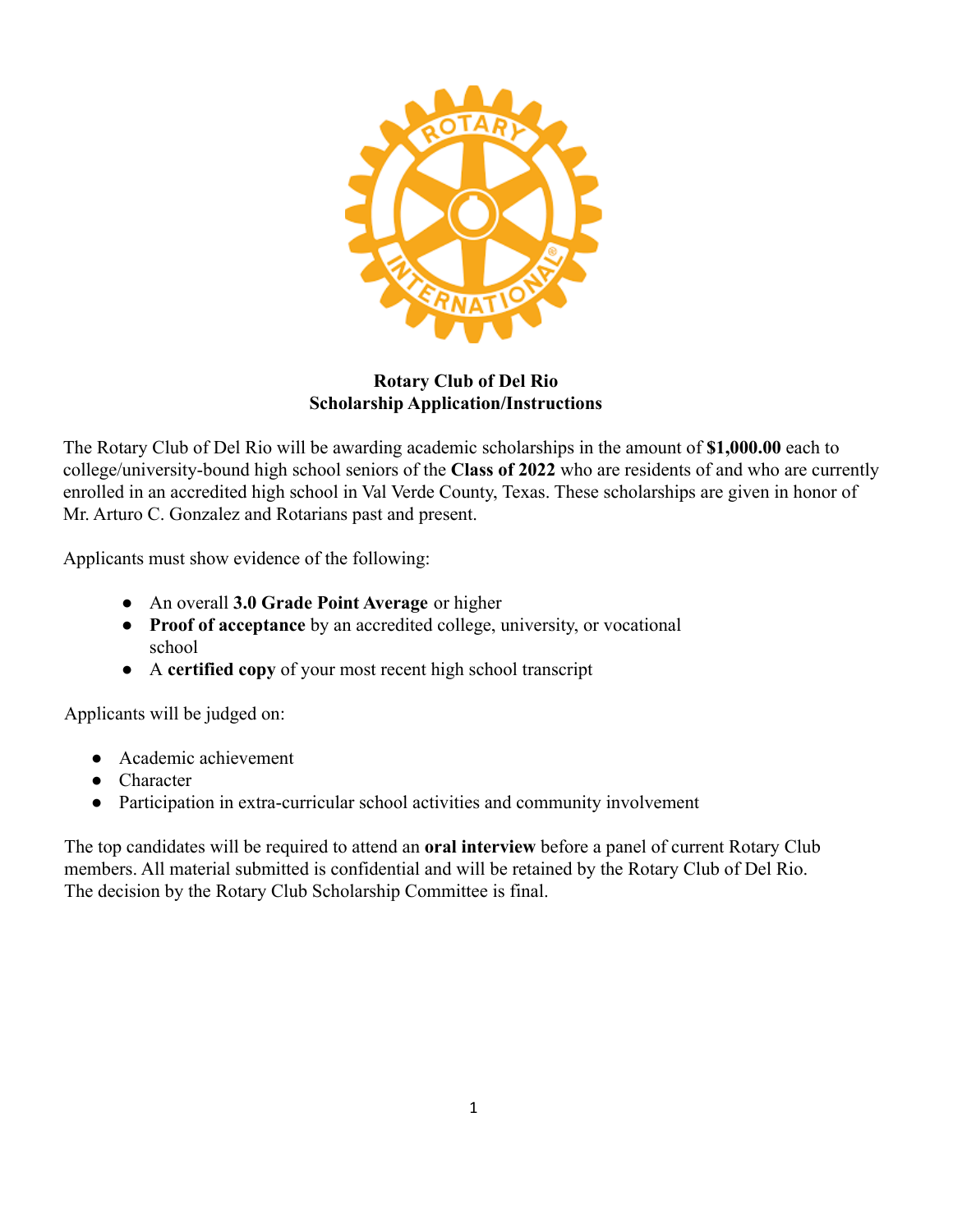**Rotary Club of Del Rio**
**Scholarship Application/Instructions**

The Rotary Club of Del Rio will be awarding academic scholarships in the amount of **$1,000.00** each to college/university-bound high school seniors of the **Class of 2022** who are residents of and who are currently enrolled in an accredited high school in Val Verde County, Texas. These scholarships are given in honor of Mr. Arturo C. Gonzalez and Rotarians past and present.

Applicants must show evidence of the following:

- An overall **3.0 Grade Point Average** or higher
- **Proof of acceptance** by an accredited college, university, or vocational school
- A **certified copy** of your most recent high school transcript

Applicants will be judged on:

- Academic achievement
- Character
- Participation in extra-curricular school activities and community involvement

The top candidates will be required to attend an **oral interview** before a panel of current Rotary Club members. All material submitted is confidential and will be retained by the Rotary Club of Del Rio. The decision by the Rotary Club Scholarship Committee is final.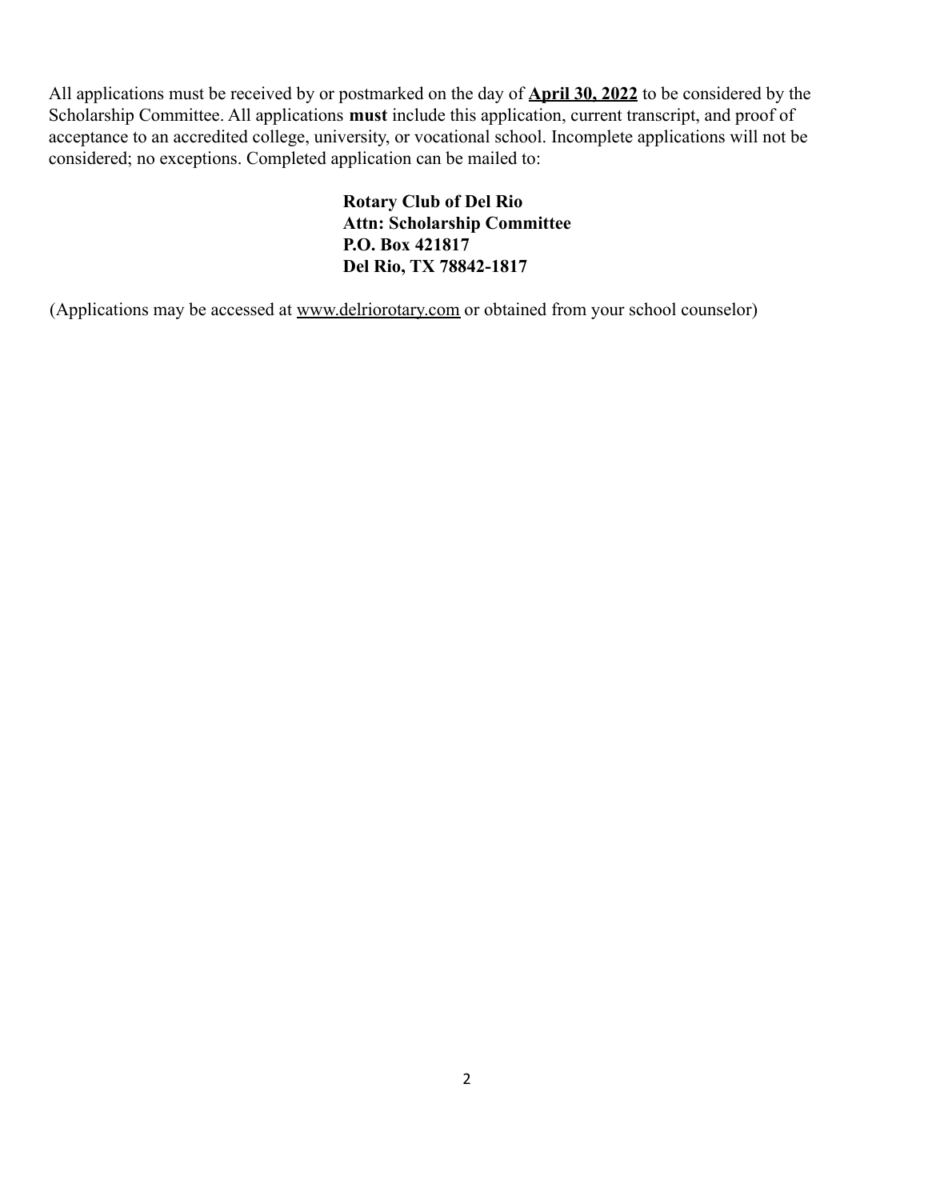All applications must be received by or postmarked on the day of **April 30, 2022** to be considered by the Scholarship Committee. All applications **must** include this application, current transcript, and proof of acceptance to an accredited college, university, or vocational school. Incomplete applications will not be considered; no exceptions. Completed application can be mailed to:

**Rotary Club of Del Rio**
**Attn: Scholarship Committee**
**P.O. Box 421817**
**Del Rio, TX 78842-1817**

(Applications may be accessed at www.delriorotary.com or obtained from your school counselor)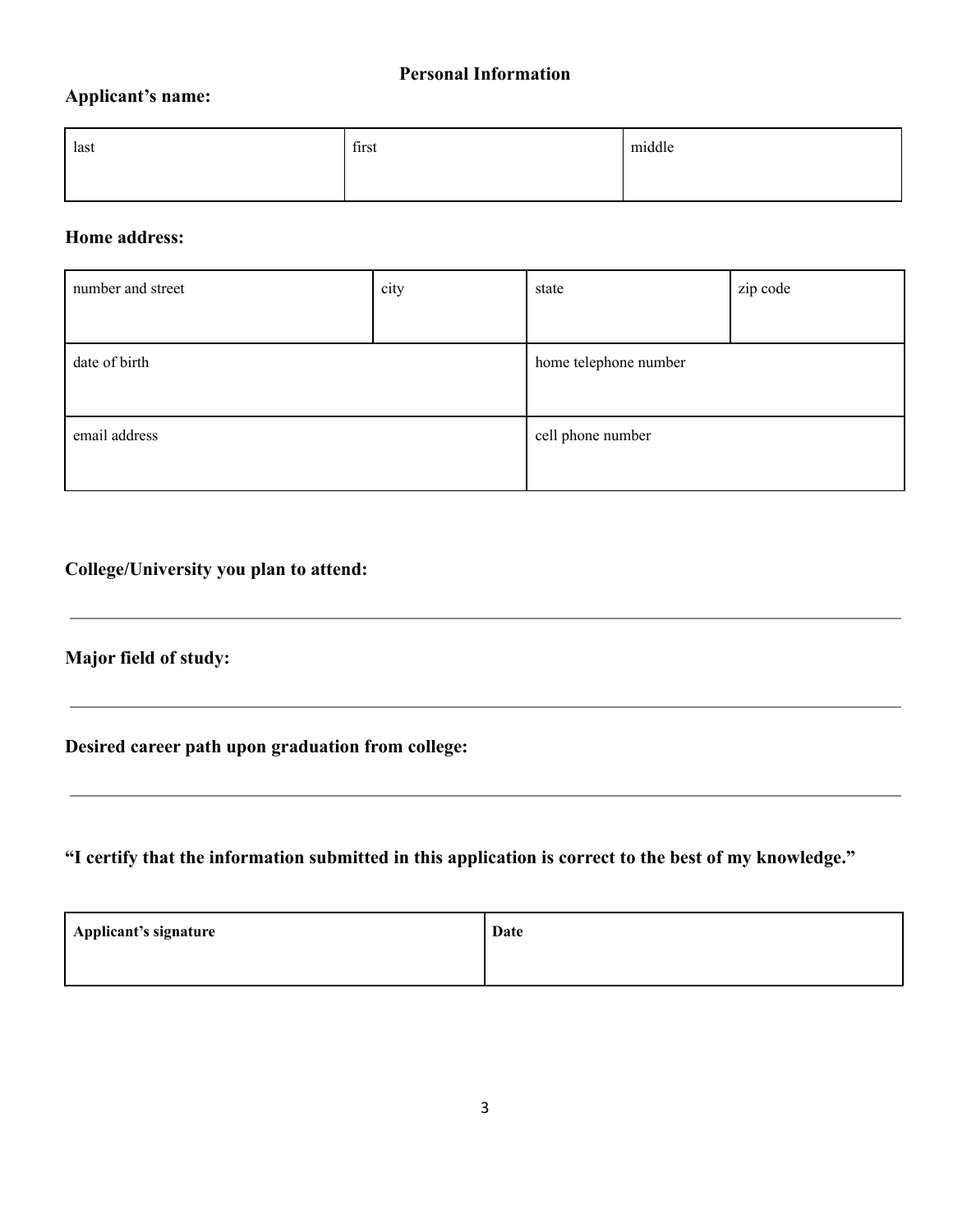## Personal Information

**Applicant's name:**

| last | first | middle |
|---|---|---|
| | | |

**Home address:**

| number and street | city | state | zip code |
|---|---|---|---|
| | | | |
| date of birth | | home telephone number | |
| email address | | cell phone number | |

**College/University you plan to attend:**

---

**Major field of study:**

---

**Desired career path upon graduation from college:**

---

**"I certify that the information submitted in this application is correct to the best of my knowledge."**

| **Applicant's signature** | **Date** |
|---|---|
| | |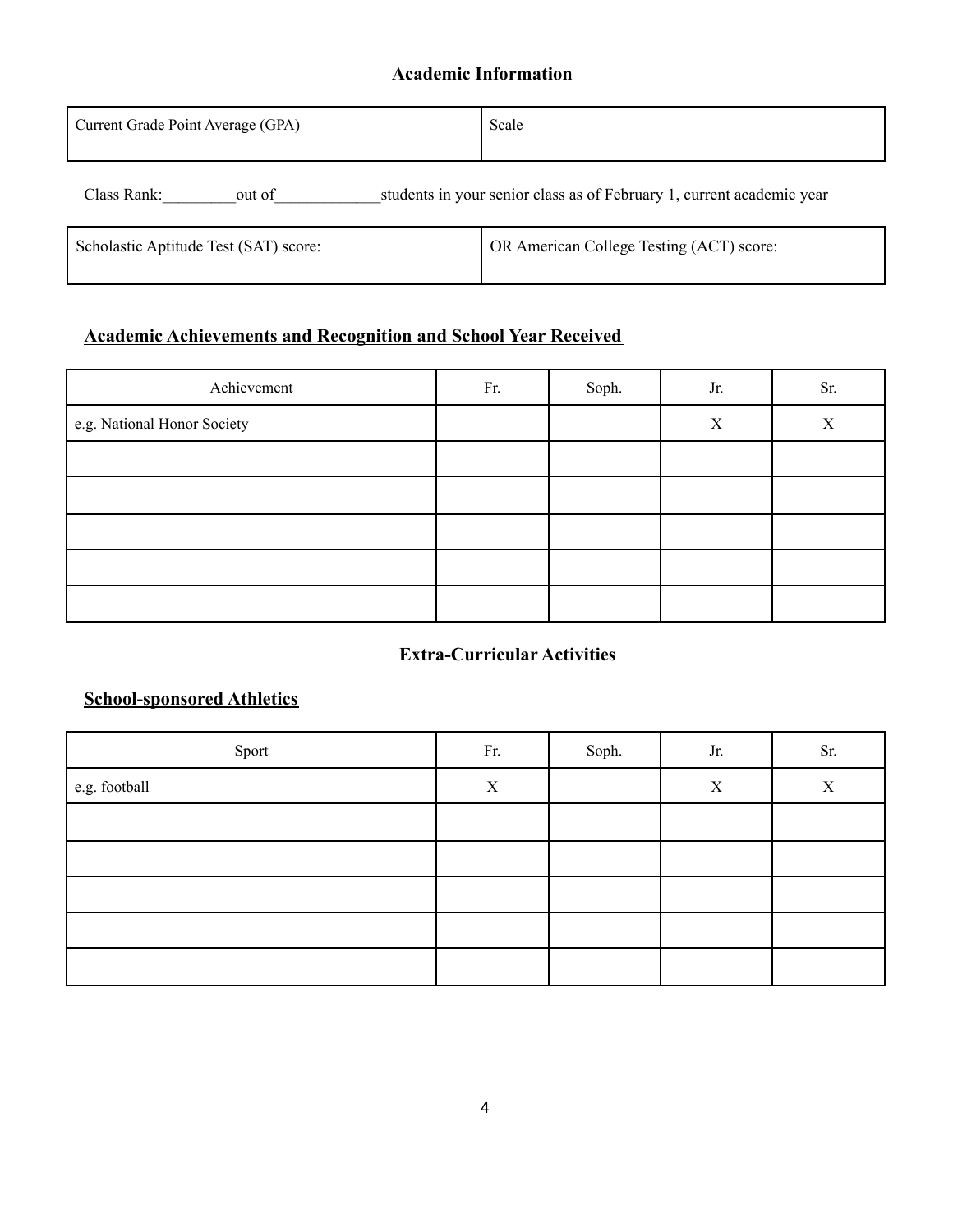## Academic Information

| Current Grade Point Average (GPA) | Scale |
|---|---|
| | |

Class Rank:_________out of_____________students in your senior class as of February 1, current academic year

| Scholastic Aptitude Test (SAT) score: | OR American College Testing (ACT) score: |
|---|---|
| | |

### Academic Achievements and Recognition and School Year Received

| Achievement | Fr. | Soph. | Jr. | Sr. |
|---|---|---|---|---|
| e.g. National Honor Society | | | X | X |
| | | | | |
| | | | | |
| | | | | |
| | | | | |
| | | | | |

## Extra-Curricular Activities

### School-sponsored Athletics

| Sport | Fr. | Soph. | Jr. | Sr. |
|---|---|---|---|---|
| e.g. football | X | | X | X |
| | | | | |
| | | | | |
| | | | | |
| | | | | |
| | | | | |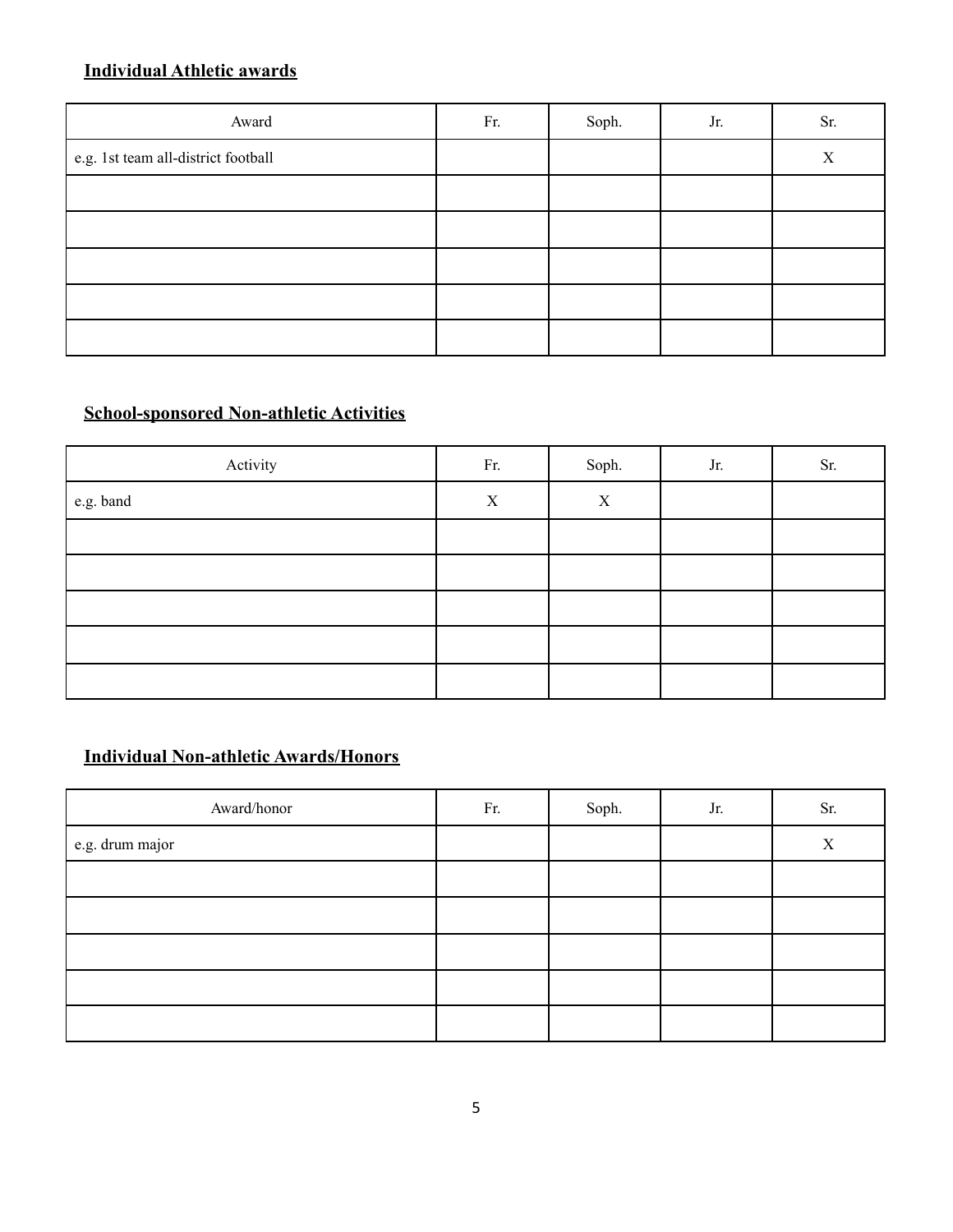**Individual Athletic awards**

| Award | Fr. | Soph. | Jr. | Sr. |
|---|---|---|---|---|
| e.g. 1st team all-district football | | | | X |
| | | | | |
| | | | | |
| | | | | |
| | | | | |
| | | | | |

**School-sponsored Non-athletic Activities**

| Activity | Fr. | Soph. | Jr. | Sr. |
|---|---|---|---|---|
| e.g. band | X | X | | |
| | | | | |
| | | | | |
| | | | | |
| | | | | |
| | | | | |

**Individual Non-athletic Awards/Honors**

| Award/honor | Fr. | Soph. | Jr. | Sr. |
|---|---|---|---|---|
| e.g. drum major | | | | X |
| | | | | |
| | | | | |
| | | | | |
| | | | | |
| | | | | |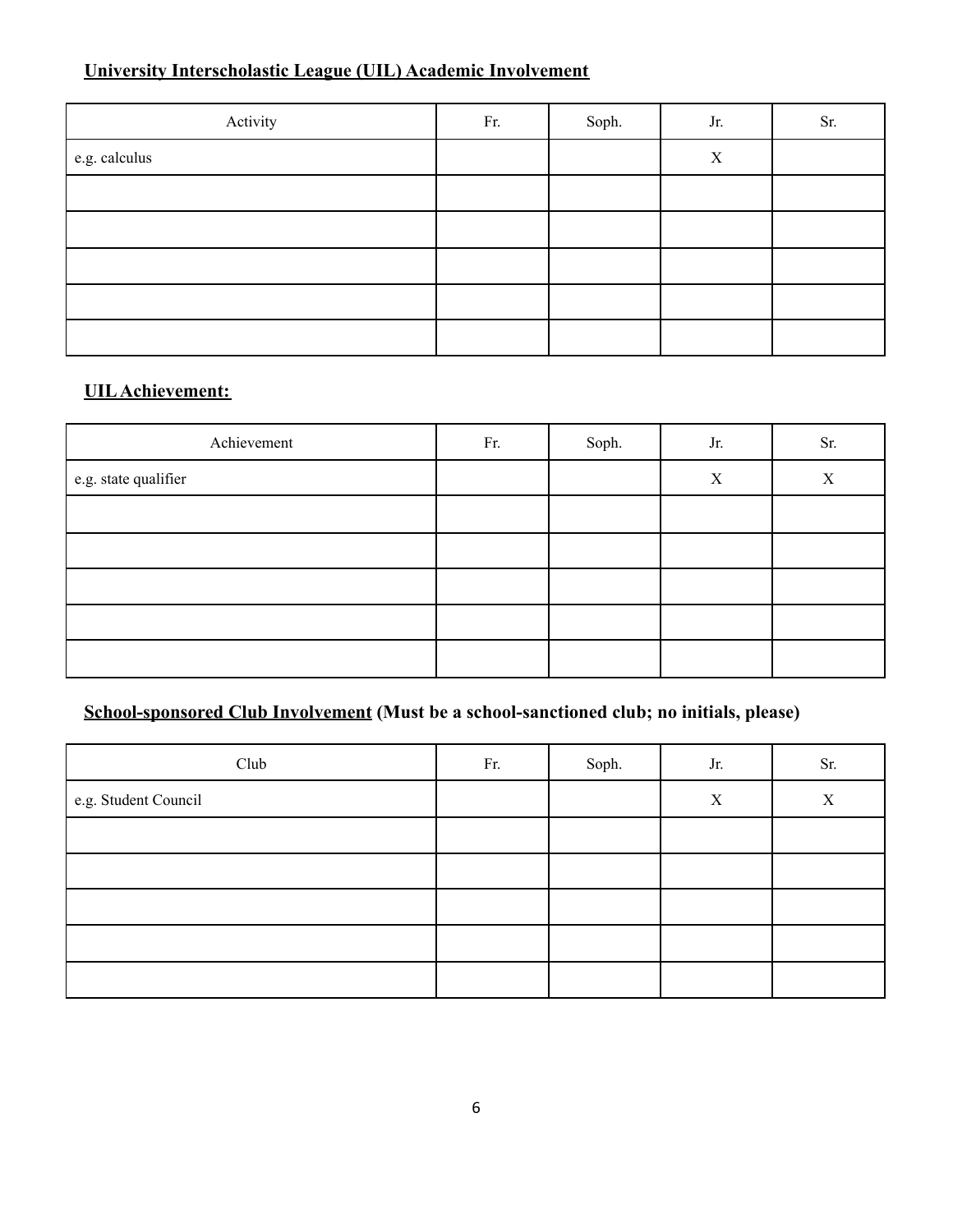**University Interscholastic League (UIL) Academic Involvement**

| Activity | Fr. | Soph. | Jr. | Sr. |
|---|---|---|---|---|
| e.g. calculus | | | X | |
| | | | | |
| | | | | |
| | | | | |
| | | | | |
| | | | | |

**UIL Achievement:**

| Achievement | Fr. | Soph. | Jr. | Sr. |
|---|---|---|---|---|
| e.g. state qualifier | | | X | X |
| | | | | |
| | | | | |
| | | | | |
| | | | | |
| | | | | |

**School-sponsored Club Involvement (Must be a school-sanctioned club; no initials, please)**

| Club | Fr. | Soph. | Jr. | Sr. |
|---|---|---|---|---|
| e.g. Student Council | | | X | X |
| | | | | |
| | | | | |
| | | | | |
| | | | | |
| | | | | |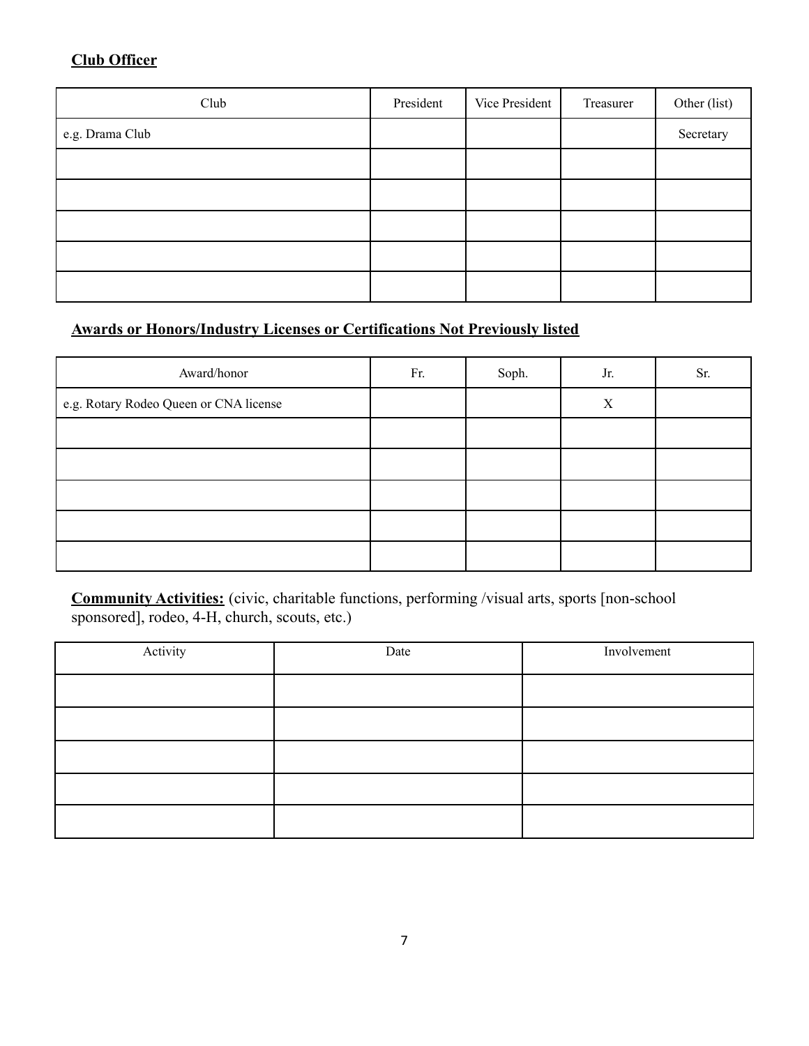**Club Officer**

| Club | President | Vice President | Treasurer | Other (list) |
|---|---|---|---|---|
| e.g. Drama Club | | | | Secretary |
| | | | | |
| | | | | |
| | | | | |
| | | | | |
| | | | | |

**Awards or Honors/Industry Licenses or Certifications Not Previously listed**

| Award/honor | Fr. | Soph. | Jr. | Sr. |
|---|---|---|---|---|
| e.g. Rotary Rodeo Queen or CNA license | | | X | |
| | | | | |
| | | | | |
| | | | | |
| | | | | |
| | | | | |

**Community Activities:** (civic, charitable functions, performing /visual arts, sports [non-school sponsored], rodeo, 4-H, church, scouts, etc.)

| Activity | Date | Involvement |
|---|---|---|
| | | |
| | | |
| | | |
| | | |
| | | |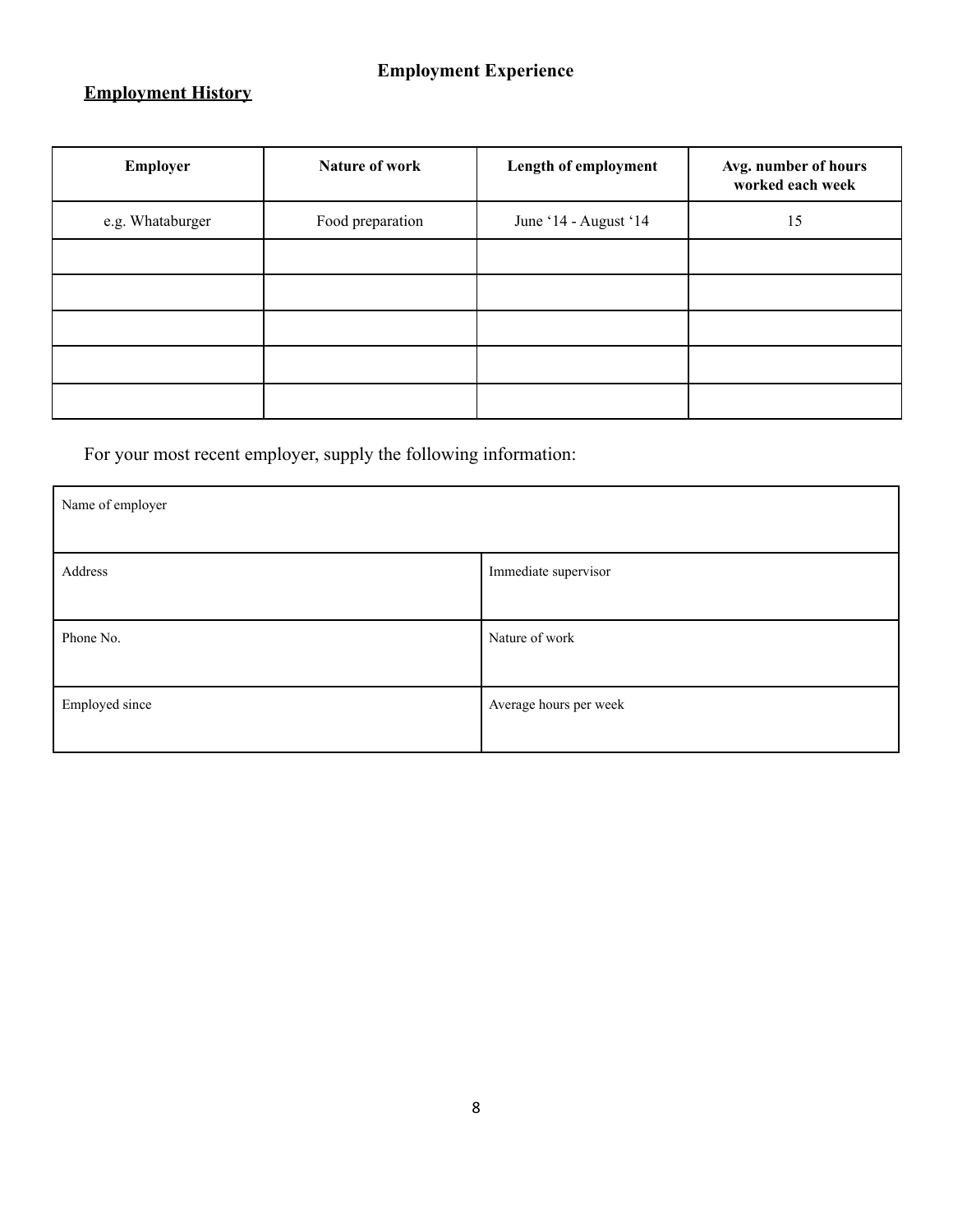## Employment Experience

**Employment History**

| Employer | Nature of work | Length of employment | Avg. number of hours worked each week |
|---|---|---|---|
| e.g. Whataburger | Food preparation | June '14 - August '14 | 15 |
| | | | |
| | | | |
| | | | |
| | | | |
| | | | |

For your most recent employer, supply the following information:

| Name of employer | |
|---|---|
| Address | Immediate supervisor |
| Phone No. | Nature of work |
| Employed since | Average hours per week |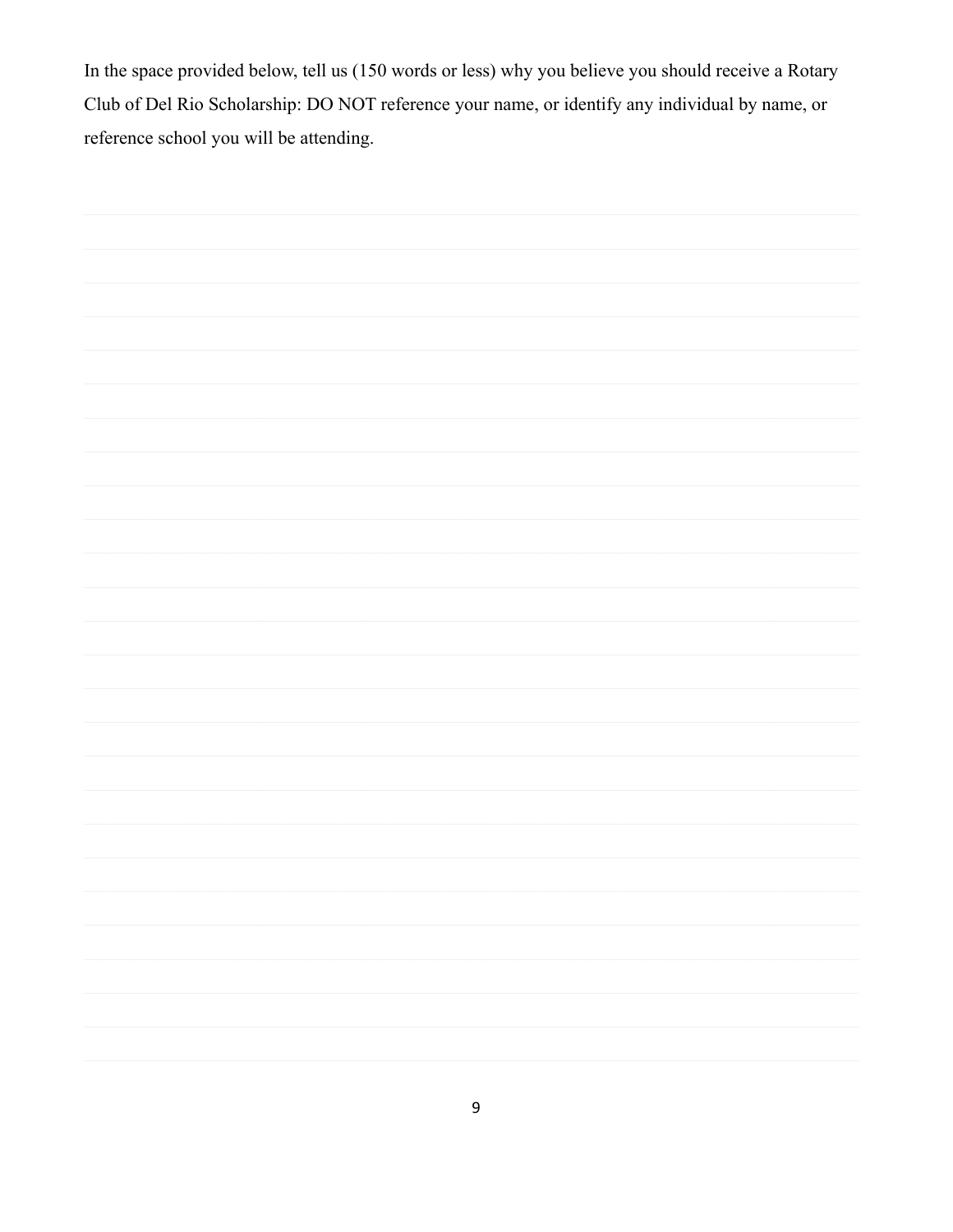In the space provided below, tell us (150 words or less) why you believe you should receive a Rotary Club of Del Rio Scholarship: DO NOT reference your name, or identify any individual by name, or reference school you will be attending.